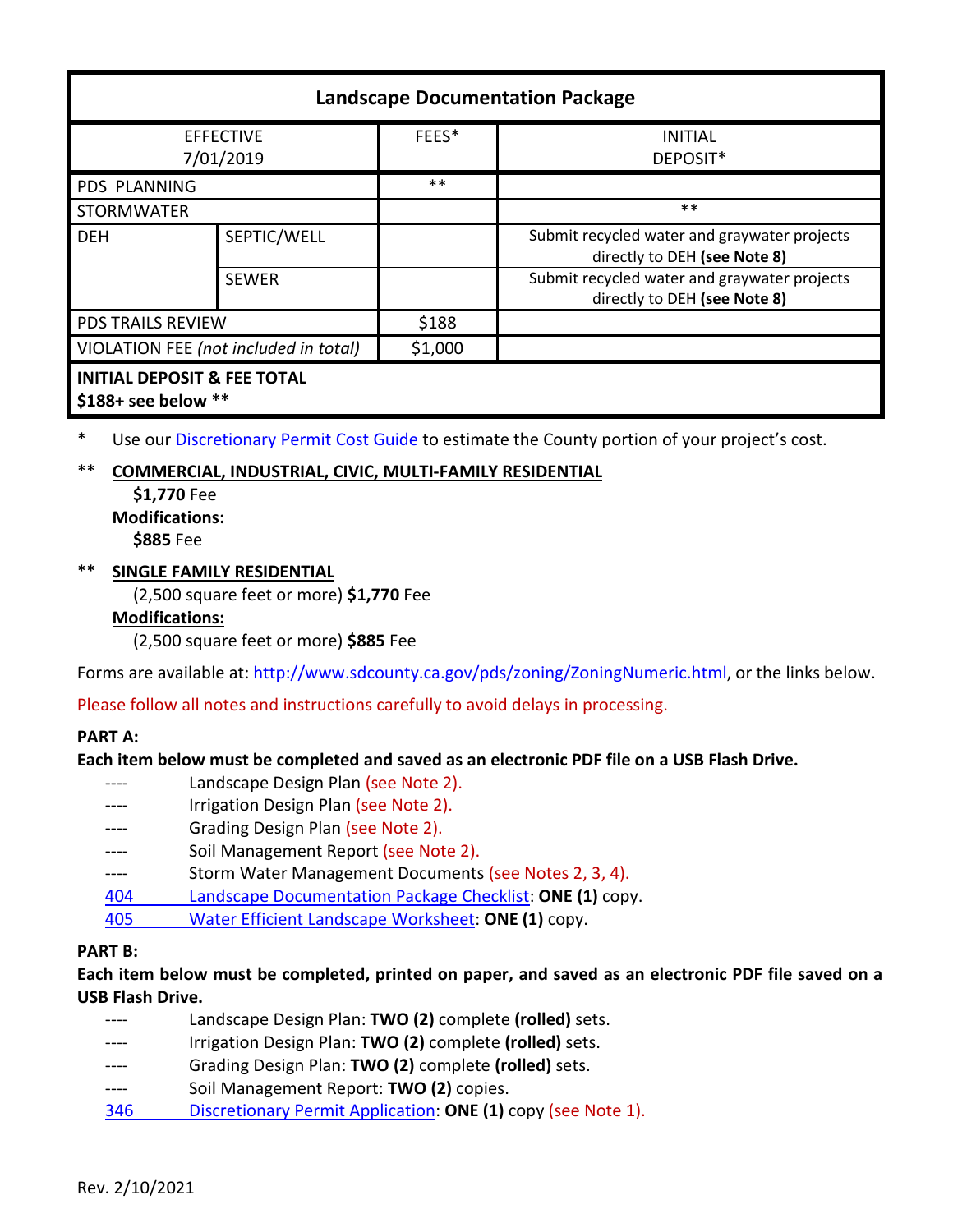| Landscape Documentation Package | | | |
|---|---|---|---|
| EFFECTIVE 7/01/2019 | | FEES* | INITIAL DEPOSIT* |
| PDS PLANNING | | ** | |
| STORMWATER | | | ** |
| DEH | SEPTIC/WELL | | Submit recycled water and graywater projects directly to DEH **(see Note 8)** |
| | SEWER | | Submit recycled water and graywater projects directly to DEH **(see Note 8)** |
| PDS TRAILS REVIEW | | $188 | |
| VIOLATION FEE *(not included in total)* | | $1,000 | |
| **INITIAL DEPOSIT & FEE TOTAL $188+ see below ** ** | | | |

\* Use our Discretionary Permit Cost Guide to estimate the County portion of your project's cost.

** **COMMERCIAL, INDUSTRIAL, CIVIC, MULTI-FAMILY RESIDENTIAL**
**$1,770** Fee
**Modifications:**
**$885** Fee

** **SINGLE FAMILY RESIDENTIAL**
(2,500 square feet or more) **$1,770** Fee
**Modifications:**
(2,500 square feet or more) **$885** Fee

Forms are available at: http://www.sdcounty.ca.gov/pds/zoning/ZoningNumeric.html, or the links below.

Please follow all notes and instructions carefully to avoid delays in processing.

**PART A:**
**Each item below must be completed and saved as an electronic PDF file on a USB Flash Drive.**

- ---- Landscape Design Plan (see Note 2).
- ---- Irrigation Design Plan (see Note 2).
- ---- Grading Design Plan (see Note 2).
- ---- Soil Management Report (see Note 2).
- ---- Storm Water Management Documents (see Notes 2, 3, 4).
- 404 Landscape Documentation Package Checklist: **ONE (1)** copy.
- 405 Water Efficient Landscape Worksheet: **ONE (1)** copy.

**PART B:**
**Each item below must be completed, printed on paper, and saved as an electronic PDF file saved on a USB Flash Drive.**

- ---- Landscape Design Plan: **TWO (2)** complete **(rolled)** sets.
- ---- Irrigation Design Plan: **TWO (2)** complete **(rolled)** sets.
- ---- Grading Design Plan: **TWO (2)** complete **(rolled)** sets.
- ---- Soil Management Report: **TWO (2)** copies.
- 346 Discretionary Permit Application: **ONE (1)** copy (see Note 1).

Rev. 2/10/2021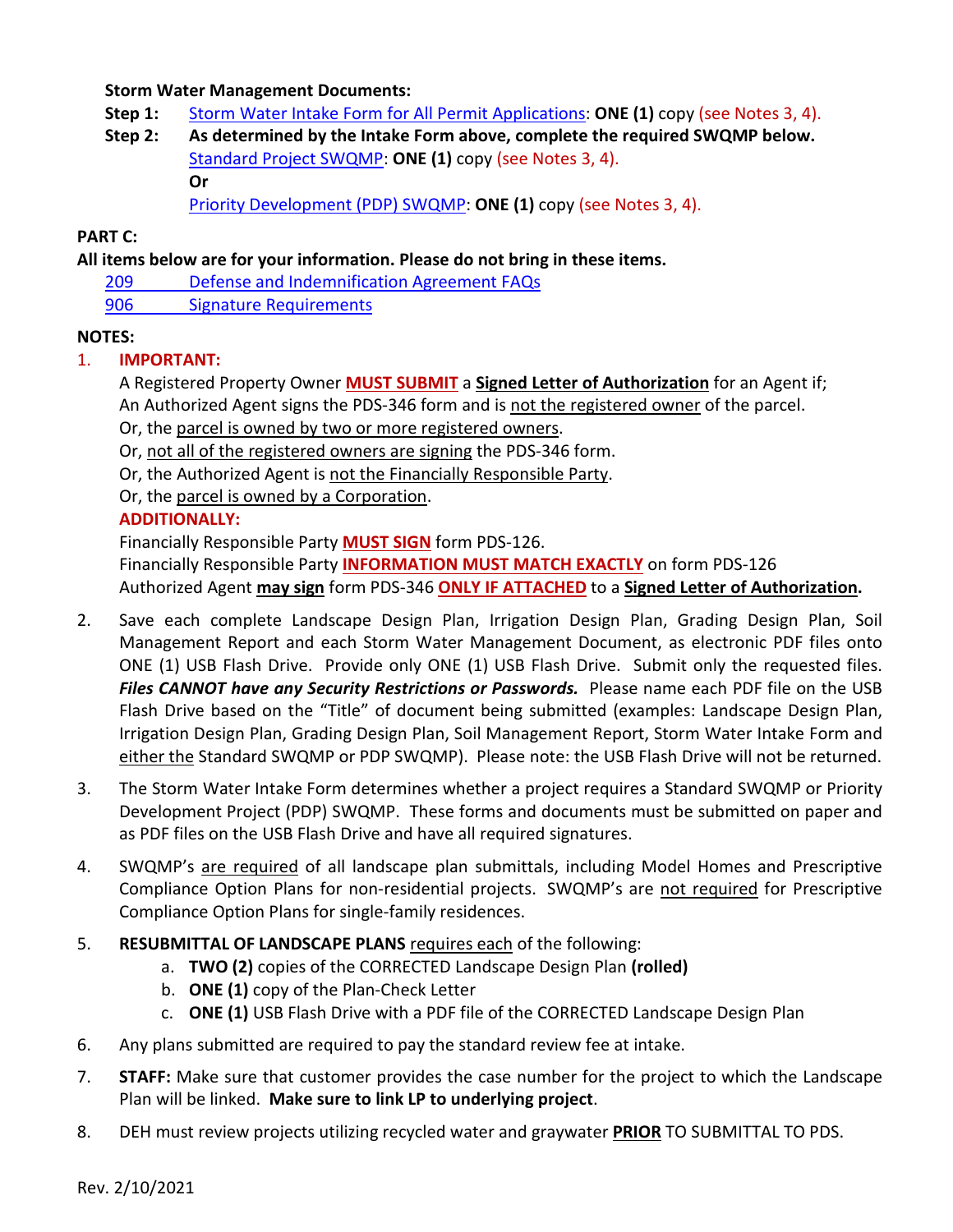**Storm Water Management Documents:**

**Step 1:** Storm Water Intake Form for All Permit Applications: **ONE (1)** copy (see Notes 3, 4).

**Step 2:** **As determined by the Intake Form above, complete the required SWQMP below.**
Standard Project SWQMP: **ONE (1)** copy (see Notes 3, 4).
**Or**
Priority Development (PDP) SWQMP: **ONE (1)** copy (see Notes 3, 4).

**PART C:**

**All items below are for your information. Please do not bring in these items.**

209 Defense and Indemnification Agreement FAQs
906 Signature Requirements

**NOTES:**

1. **IMPORTANT:**
   A Registered Property Owner **MUST SUBMIT** a **Signed Letter of Authorization** for an Agent if;
   An Authorized Agent signs the PDS-346 form and is not the registered owner of the parcel.
   Or, the parcel is owned by two or more registered owners.
   Or, not all of the registered owners are signing the PDS-346 form.
   Or, the Authorized Agent is not the Financially Responsible Party.
   Or, the parcel is owned by a Corporation.
   **ADDITIONALLY:**
   Financially Responsible Party **MUST SIGN** form PDS-126.
   Financially Responsible Party **INFORMATION MUST MATCH EXACTLY** on form PDS-126
   Authorized Agent **may sign** form PDS-346 **ONLY IF ATTACHED** to a **Signed Letter of Authorization.**

2. Save each complete Landscape Design Plan, Irrigation Design Plan, Grading Design Plan, Soil Management Report and each Storm Water Management Document, as electronic PDF files onto ONE (1) USB Flash Drive. Provide only ONE (1) USB Flash Drive. Submit only the requested files. ***Files CANNOT have any Security Restrictions or Passwords.*** Please name each PDF file on the USB Flash Drive based on the "Title" of document being submitted (examples: Landscape Design Plan, Irrigation Design Plan, Grading Design Plan, Soil Management Report, Storm Water Intake Form and either the Standard SWQMP or PDP SWQMP). Please note: the USB Flash Drive will not be returned.

3. The Storm Water Intake Form determines whether a project requires a Standard SWQMP or Priority Development Project (PDP) SWQMP. These forms and documents must be submitted on paper and as PDF files on the USB Flash Drive and have all required signatures.

4. SWQMP's are required of all landscape plan submittals, including Model Homes and Prescriptive Compliance Option Plans for non-residential projects. SWQMP's are not required for Prescriptive Compliance Option Plans for single-family residences.

5. **RESUBMITTAL OF LANDSCAPE PLANS** requires each of the following:
   a. **TWO (2)** copies of the CORRECTED Landscape Design Plan **(rolled)**
   b. **ONE (1)** copy of the Plan-Check Letter
   c. **ONE (1)** USB Flash Drive with a PDF file of the CORRECTED Landscape Design Plan

6. Any plans submitted are required to pay the standard review fee at intake.

7. **STAFF:** Make sure that customer provides the case number for the project to which the Landscape Plan will be linked. **Make sure to link LP to underlying project**.

8. DEH must review projects utilizing recycled water and graywater **PRIOR** TO SUBMITTAL TO PDS.

Rev. 2/10/2021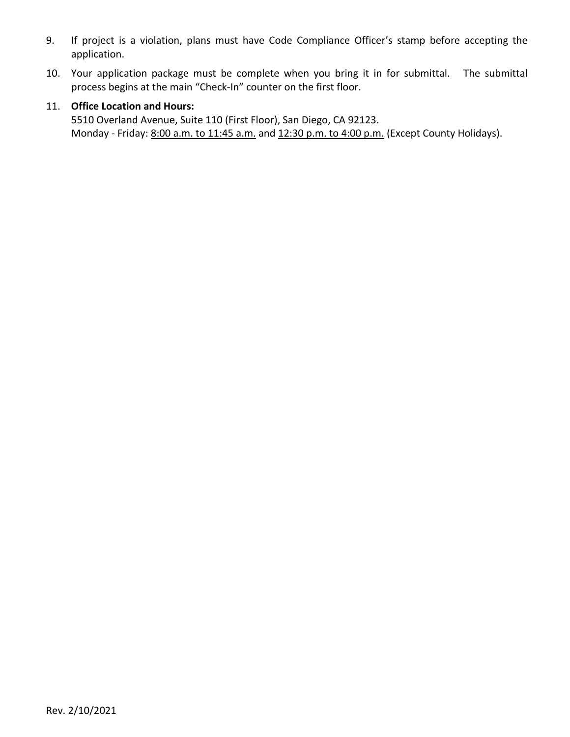9. If project is a violation, plans must have Code Compliance Officer's stamp before accepting the application.

10. Your application package must be complete when you bring it in for submittal. The submittal process begins at the main "Check-In" counter on the first floor.

11. **Office Location and Hours:**
    5510 Overland Avenue, Suite 110 (First Floor), San Diego, CA 92123.
    Monday - Friday: <u>8:00 a.m. to 11:45 a.m.</u> and <u>12:30 p.m. to 4:00 p.m.</u> (Except County Holidays).

Rev. 2/10/2021